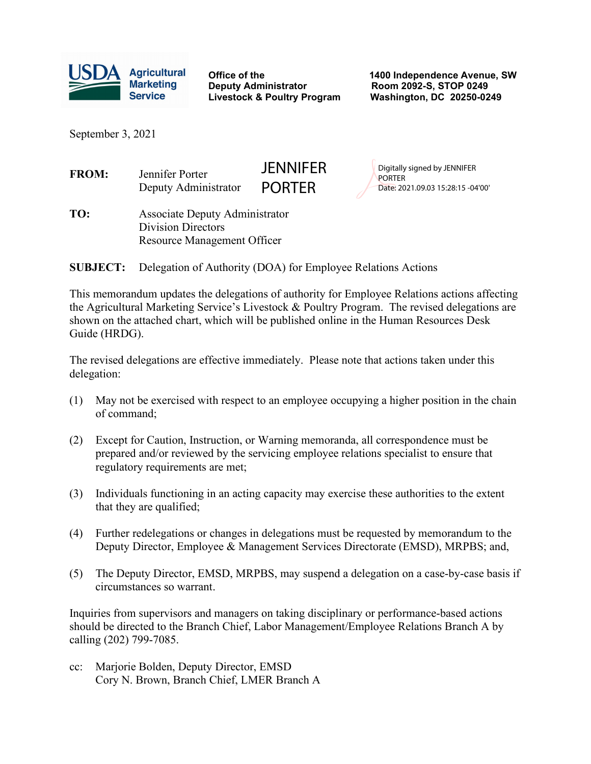**USDA Agricultural Marketing Service**

**Office of the Deputy Administrator Livestock & Poultry Program**

**1400 Independence Avenue, SW Room 2092-S, STOP 0249 Washington, DC 20250-0249**

September 3, 2021

**FROM:** Jennifer Porter
Deputy Administrator

JENNIFER PORTER

Digitally signed by JENNIFER PORTER
Date: 2021.09.03 15:28:15 -04'00'

**TO:** Associate Deputy Administrator
Division Directors
Resource Management Officer

**SUBJECT:** Delegation of Authority (DOA) for Employee Relations Actions

This memorandum updates the delegations of authority for Employee Relations actions affecting the Agricultural Marketing Service's Livestock & Poultry Program. The revised delegations are shown on the attached chart, which will be published online in the Human Resources Desk Guide (HRDG).

The revised delegations are effective immediately. Please note that actions taken under this delegation:

(1) May not be exercised with respect to an employee occupying a higher position in the chain of command;

(2) Except for Caution, Instruction, or Warning memoranda, all correspondence must be prepared and/or reviewed by the servicing employee relations specialist to ensure that regulatory requirements are met;

(3) Individuals functioning in an acting capacity may exercise these authorities to the extent that they are qualified;

(4) Further redelegations or changes in delegations must be requested by memorandum to the Deputy Director, Employee & Management Services Directorate (EMSD), MRPBS; and,

(5) The Deputy Director, EMSD, MRPBS, may suspend a delegation on a case-by-case basis if circumstances so warrant.

Inquiries from supervisors and managers on taking disciplinary or performance-based actions should be directed to the Branch Chief, Labor Management/Employee Relations Branch A by calling (202) 799-7085.

cc: Marjorie Bolden, Deputy Director, EMSD
Cory N. Brown, Branch Chief, LMER Branch A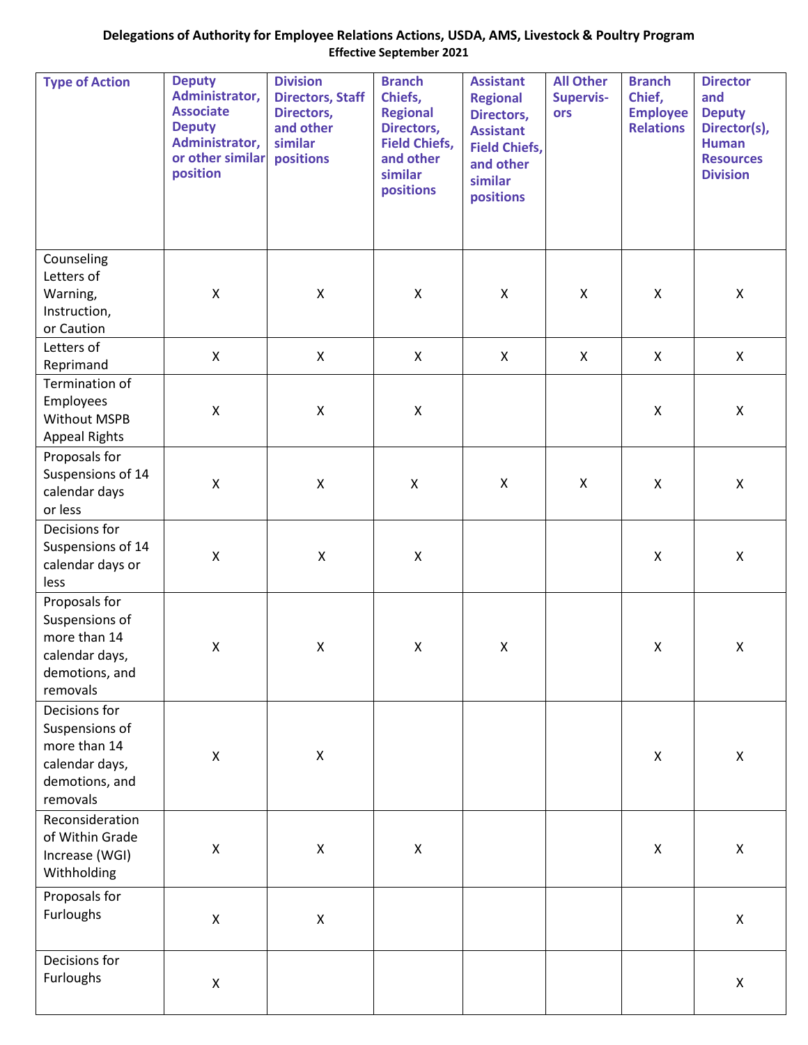**Delegations of Authority for Employee Relations Actions, USDA, AMS, Livestock & Poultry Program**
**Effective September 2021**

| Type of Action | Deputy Administrator, Associate Deputy Administrator, or other similar position | Division Directors, Staff Directors, and other similar positions | Branch Chiefs, Regional Directors, Field Chiefs, and other similar positions | Assistant Regional Directors, Assistant Field Chiefs, and other similar positions | All Other Supervisors | Branch Chief, Employee Relations | Director and Deputy Director(s), Human Resources Division |
|---|---|---|---|---|---|---|---|
| Counseling Letters of Warning, Instruction, or Caution | X | X | X | X | X | X | X |
| Letters of Reprimand | X | X | X | X | X | X | X |
| Termination of Employees Without MSPB Appeal Rights | X | X | X | | | X | X |
| Proposals for Suspensions of 14 calendar days or less | X | X | X | X | X | X | X |
| Decisions for Suspensions of 14 calendar days or less | X | X | X | | | X | X |
| Proposals for Suspensions of more than 14 calendar days, demotions, and removals | X | X | X | X | | X | X |
| Decisions for Suspensions of more than 14 calendar days, demotions, and removals | X | X | | | | X | X |
| Reconsideration of Within Grade Increase (WGI) Withholding | X | X | X | | | X | X |
| Proposals for Furloughs | X | X | | | | | X |
| Decisions for Furloughs | X | | | | | | X |